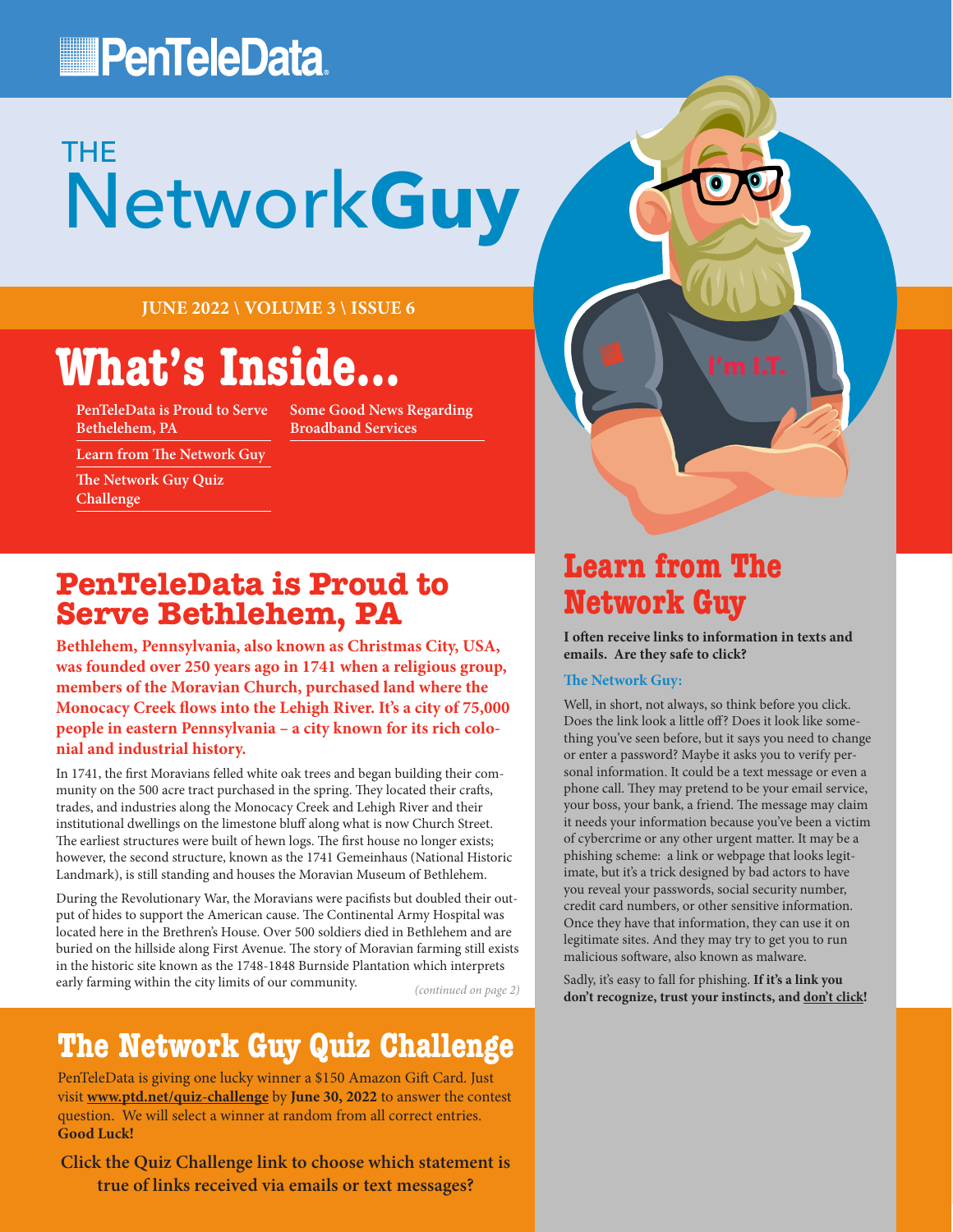# PenTeleData

# THE NetworkGuy

**JUNE 2022 \ VOLUME 3 \ ISSUE 6**

## What's Inside...

- PenTeleData is Proud to Serve Bethelehem, PA
- Learn from The Network Guy
- The Network Guy Quiz Challenge
- Some Good News Regarding Broadband Services

## PenTeleData is Proud to Serve Bethlehem, PA

**Bethlehem, Pennsylvania, also known as Christmas City, USA, was founded over 250 years ago in 1741 when a religious group, members of the Moravian Church, purchased land where the Monocacy Creek flows into the Lehigh River. It's a city of 75,000 people in eastern Pennsylvania – a city known for its rich colonial and industrial history.**

In 1741, the first Moravians felled white oak trees and began building their community on the 500 acre tract purchased in the spring. They located their crafts, trades, and industries along the Monocacy Creek and Lehigh River and their institutional dwellings on the limestone bluff along what is now Church Street. The earliest structures were built of hewn logs. The first house no longer exists; however, the second structure, known as the 1741 Gemeinhaus (National Historic Landmark), is still standing and houses the Moravian Museum of Bethlehem.

During the Revolutionary War, the Moravians were pacifists but doubled their output of hides to support the American cause. The Continental Army Hospital was located here in the Brethren's House. Over 500 soldiers died in Bethlehem and are buried on the hillside along First Avenue. The story of Moravian farming still exists in the historic site known as the 1748-1848 Burnside Plantation which interprets early farming within the city limits of our community.

*(continued on page 2)*

## Learn from The Network Guy

**I often receive links to information in texts and emails. Are they safe to click?**

**The Network Guy:**

Well, in short, not always, so think before you click. Does the link look a little off? Does it look like something you've seen before, but it says you need to change or enter a password? Maybe it asks you to verify personal information. It could be a text message or even a phone call. They may pretend to be your email service, your boss, your bank, a friend. The message may claim it needs your information because you've been a victim of cybercrime or any other urgent matter. It may be a phishing scheme: a link or webpage that looks legitimate, but it's a trick designed by bad actors to have you reveal your passwords, social security number, credit card numbers, or other sensitive information. Once they have that information, they can use it on legitimate sites. And they may try to get you to run malicious software, also known as malware.

Sadly, it's easy to fall for phishing. **If it's a link you don't recognize, trust your instincts, and don't click!**

## The Network Guy Quiz Challenge

PenTeleData is giving one lucky winner a $150 Amazon Gift Card. Just visit **www.ptd.net/quiz-challenge** by **June 30, 2022** to answer the contest question. We will select a winner at random from all correct entries. **Good Luck!**

**Click the Quiz Challenge link to choose which statement is true of links received via emails or text messages?**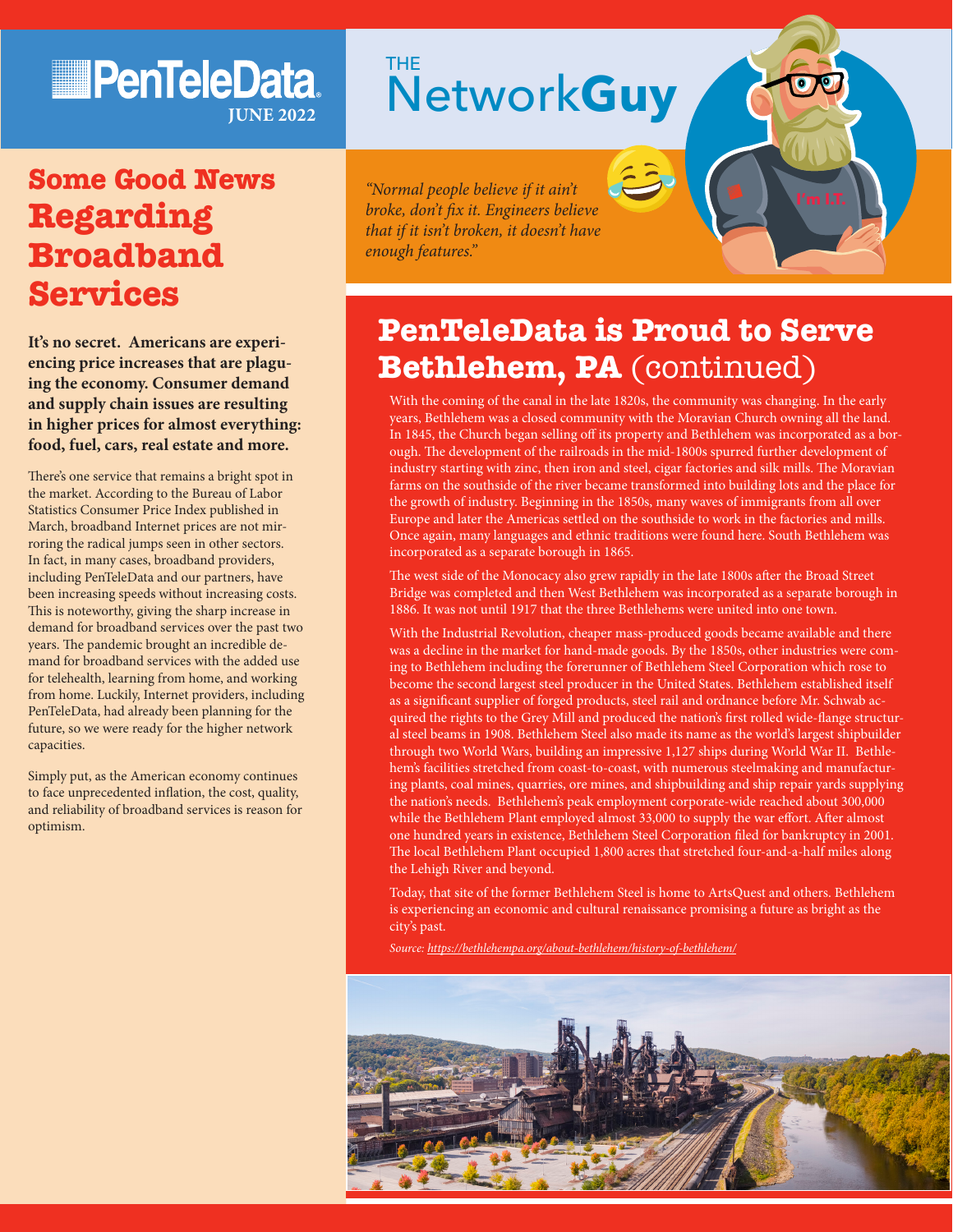# PenTeleData

JUNE 2022

## Some Good News Regarding Broadband Services

**It's no secret. Americans are experiencing price increases that are plaguing the economy. Consumer demand and supply chain issues are resulting in higher prices for almost everything: food, fuel, cars, real estate and more.**

There's one service that remains a bright spot in the market. According to the Bureau of Labor Statistics Consumer Price Index published in March, broadband Internet prices are not mirroring the radical jumps seen in other sectors. In fact, in many cases, broadband providers, including PenTeleData and our partners, have been increasing speeds without increasing costs. This is noteworthy, giving the sharp increase in demand for broadband services over the past two years. The pandemic brought an incredible demand for broadband services with the added use for telehealth, learning from home, and working from home. Luckily, Internet providers, including PenTeleData, had already been planning for the future, so we were ready for the higher network capacities.

Simply put, as the American economy continues to face unprecedented inflation, the cost, quality, and reliability of broadband services is reason for optimism.

## THE Network**Guy**

*"Normal people believe if it ain't broke, don't fix it. Engineers believe that if it isn't broken, it doesn't have enough features."*

## PenTeleData is Proud to Serve Bethlehem, PA (continued)

With the coming of the canal in the late 1820s, the community was changing. In the early years, Bethlehem was a closed community with the Moravian Church owning all the land. In 1845, the Church began selling off its property and Bethlehem was incorporated as a borough. The development of the railroads in the mid-1800s spurred further development of industry starting with zinc, then iron and steel, cigar factories and silk mills. The Moravian farms on the southside of the river became transformed into building lots and the place for the growth of industry. Beginning in the 1850s, many waves of immigrants from all over Europe and later the Americas settled on the southside to work in the factories and mills. Once again, many languages and ethnic traditions were found here. South Bethlehem was incorporated as a separate borough in 1865.

The west side of the Monocacy also grew rapidly in the late 1800s after the Broad Street Bridge was completed and then West Bethlehem was incorporated as a separate borough in 1886. It was not until 1917 that the three Bethlehems were united into one town.

With the Industrial Revolution, cheaper mass-produced goods became available and there was a decline in the market for hand-made goods. By the 1850s, other industries were coming to Bethlehem including the forerunner of Bethlehem Steel Corporation which rose to become the second largest steel producer in the United States. Bethlehem established itself as a significant supplier of forged products, steel rail and ordnance before Mr. Schwab acquired the rights to the Grey Mill and produced the nation's first rolled wide-flange structural steel beams in 1908. Bethlehem Steel also made its name as the world's largest shipbuilder through two World Wars, building an impressive 1,127 ships during World War II. Bethlehem's facilities stretched from coast-to-coast, with numerous steelmaking and manufacturing plants, coal mines, quarries, ore mines, and shipbuilding and ship repair yards supplying the nation's needs. Bethlehem's peak employment corporate-wide reached about 300,000 while the Bethlehem Plant employed almost 33,000 to supply the war effort. After almost one hundred years in existence, Bethlehem Steel Corporation filed for bankruptcy in 2001. The local Bethlehem Plant occupied 1,800 acres that stretched four-and-a-half miles along the Lehigh River and beyond.

Today, that site of the former Bethlehem Steel is home to ArtsQuest and others. Bethlehem is experiencing an economic and cultural renaissance promising a future as bright as the city's past.

*Source: https://bethlehempa.org/about-bethlehem/history-of-bethlehem/*